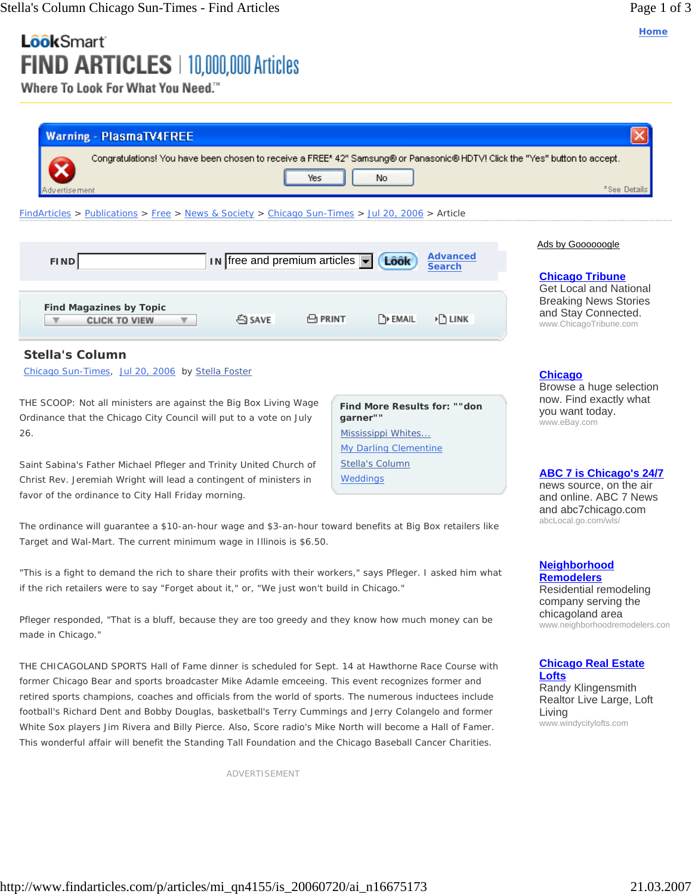FindArticles > Publications > Free > News & Society > Chicago Sun-Times > Jul 20, 2006 > Article

# Stella's Column

Chicago Sun-Times, Jul 20, 2006 by Stella Foster

THE SCOOP: Not all ministers are against the Big Box Living Wage Ordinance that the Chicago City Council will put to a vote on July 26.

Saint Sabina's Father Michael Pfleger and Trinity United Church of Christ Rev. Jeremiah Wright will lead a contingent of ministers in favor of the ordinance to City Hall Friday morning.

The ordinance will guarantee a $10-an-hour wage and $3-an-hour toward benefits at Big Box retailers like Target and Wal-Mart. The current minimum wage in Illinois is $6.50.

"This is a fight to demand the rich to share their profits with their workers," says Pfleger. I asked him what if the rich retailers were to say "Forget about it," or, "We just won't build in Chicago."

Pfleger responded, "That is a bluff, because they are too greedy and they know how much money can be made in Chicago."

THE CHICAGOLAND SPORTS Hall of Fame dinner is scheduled for Sept. 14 at Hawthorne Race Course with former Chicago Bear and sports broadcaster Mike Adamle emceeing. This event recognizes former and retired sports champions, coaches and officials from the world of sports. The numerous inductees include football's Richard Dent and Bobby Douglas, basketball's Terry Cummings and Jerry Colangelo and former White Sox players Jim Rivera and Billy Pierce. Also, Score radio's Mike North will become a Hall of Famer. This wonderful affair will benefit the Standing Tall Foundation and the Chicago Baseball Cancer Charities.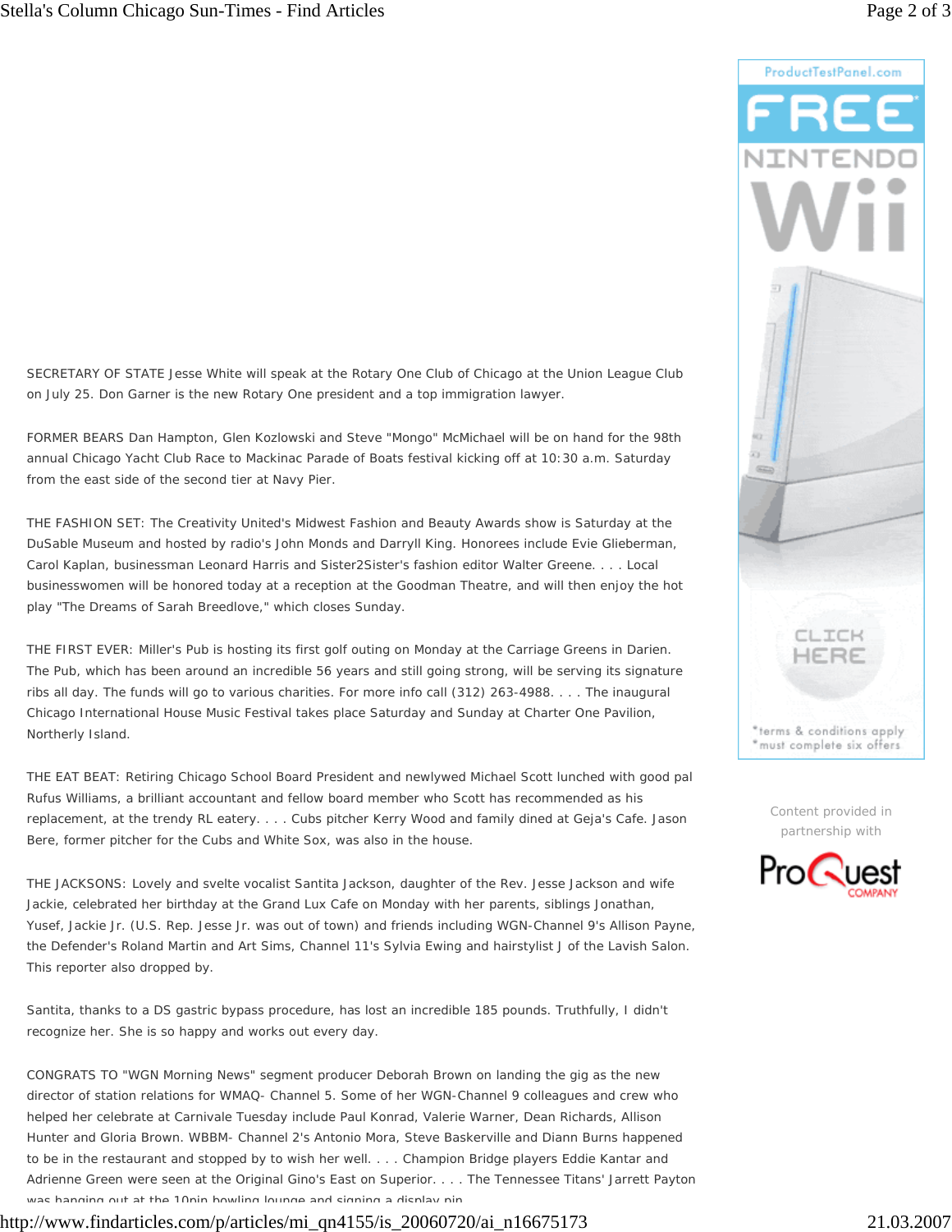SECRETARY OF STATE Jesse White will speak at the Rotary One Club of Chicago at the Union League Club on July 25. Don Garner is the new Rotary One president and a top immigration lawyer.

FORMER BEARS Dan Hampton, Glen Kozlowski and Steve "Mongo" McMichael will be on hand for the 98th annual Chicago Yacht Club Race to Mackinac Parade of Boats festival kicking off at 10:30 a.m. Saturday from the east side of the second tier at Navy Pier.

THE FASHION SET: The Creativity United's Midwest Fashion and Beauty Awards show is Saturday at the DuSable Museum and hosted by radio's John Monds and Darryll King. Honorees include Evie Glieberman, Carol Kaplan, businessman Leonard Harris and Sister2Sister's fashion editor Walter Greene. . . . Local businesswomen will be honored today at a reception at the Goodman Theatre, and will then enjoy the hot play "The Dreams of Sarah Breedlove," which closes Sunday.

THE FIRST EVER: Miller's Pub is hosting its first golf outing on Monday at the Carriage Greens in Darien. The Pub, which has been around an incredible 56 years and still going strong, will be serving its signature ribs all day. The funds will go to various charities. For more info call (312) 263-4988. . . . The inaugural Chicago International House Music Festival takes place Saturday and Sunday at Charter One Pavilion, Northerly Island.

THE EAT BEAT: Retiring Chicago School Board President and newlywed Michael Scott lunched with good pal Rufus Williams, a brilliant accountant and fellow board member who Scott has recommended as his replacement, at the trendy RL eatery. . . . Cubs pitcher Kerry Wood and family dined at Geja's Cafe. Jason Bere, former pitcher for the Cubs and White Sox, was also in the house.

THE JACKSONS: Lovely and svelte vocalist Santita Jackson, daughter of the Rev. Jesse Jackson and wife Jackie, celebrated her birthday at the Grand Lux Cafe on Monday with her parents, siblings Jonathan, Yusef, Jackie Jr. (U.S. Rep. Jesse Jr. was out of town) and friends including WGN-Channel 9's Allison Payne, the Defender's Roland Martin and Art Sims, Channel 11's Sylvia Ewing and hairstylist J of the Lavish Salon. This reporter also dropped by.

Santita, thanks to a DS gastric bypass procedure, has lost an incredible 185 pounds. Truthfully, I didn't recognize her. She is so happy and works out every day.

CONGRATS TO "WGN Morning News" segment producer Deborah Brown on landing the gig as the new director of station relations for WMAQ- Channel 5. Some of her WGN-Channel 9 colleagues and crew who helped her celebrate at Carnivale Tuesday include Paul Konrad, Valerie Warner, Dean Richards, Allison Hunter and Gloria Brown. WBBM- Channel 2's Antonio Mora, Steve Baskerville and Diann Burns happened to be in the restaurant and stopped by to wish her well. . . . Champion Bridge players Eddie Kantar and Adrienne Green were seen at the Original Gino's East on Superior. . . . The Tennessee Titans' Jarrett Payton was hanging out at the 10pin bowling lounge and signing a display pin.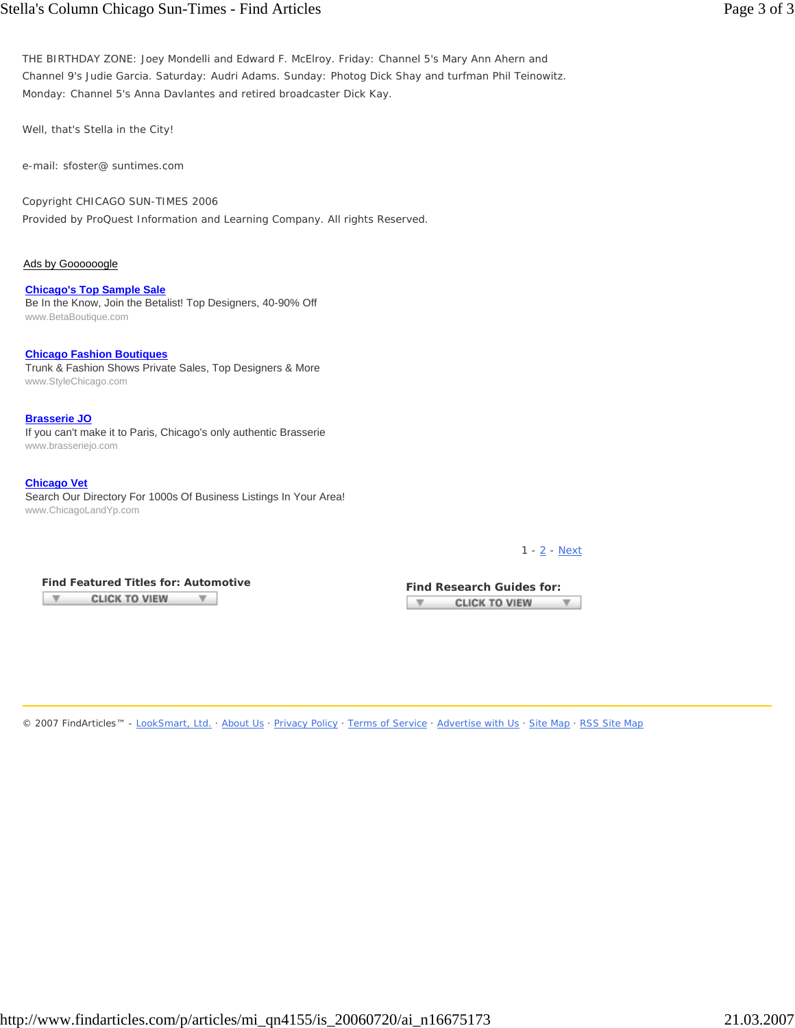THE BIRTHDAY ZONE: Joey Mondelli and Edward F. McElroy. Friday: Channel 5's Mary Ann Ahern and Channel 9's Judie Garcia. Saturday: Audri Adams. Sunday: Photog Dick Shay and turfman Phil Teinowitz. Monday: Channel 5's Anna Davlantes and retired broadcaster Dick Kay.

Well, that's Stella in the City!

e-mail: sfoster@ suntimes.com

Copyright CHICAGO SUN-TIMES 2006
Provided by ProQuest Information and Learning Company. All rights Reserved.

Ads by Goooooogle

**Chicago's Top Sample Sale**
Be In the Know, Join the Betalist! Top Designers, 40-90% Off
www.BetaBoutique.com

**Chicago Fashion Boutiques**
Trunk & Fashion Shows Private Sales, Top Designers & More
www.StyleChicago.com

**Brasserie JO**
If you can't make it to Paris, Chicago's only authentic Brasserie
www.brasseriejo.com

**Chicago Vet**
Search Our Directory For 1000s Of Business Listings In Your Area!
www.ChicagoLandYp.com

1 - 2 - Next

**Find Featured Titles for: Automotive**
CLICK TO VIEW

**Find Research Guides for:**
CLICK TO VIEW

© 2007 FindArticles™ - LookSmart, Ltd. · About Us · Privacy Policy · Terms of Service · Advertise with Us · Site Map · RSS Site Map